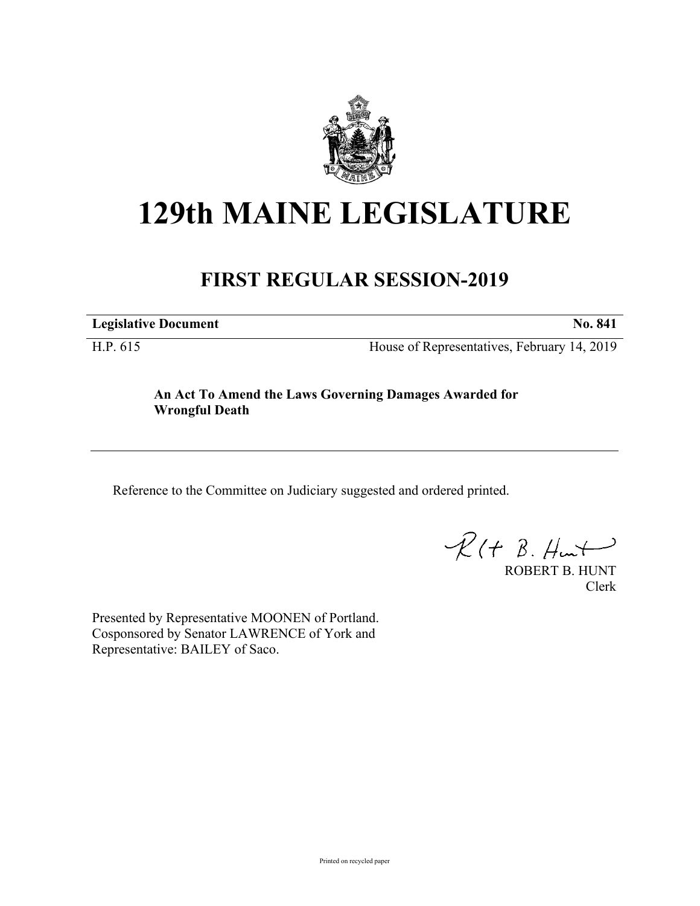# 129th MAINE LEGISLATURE

## FIRST REGULAR SESSION-2019

| **Legislative Document** | **No. 841** |
|---|---|
| H.P. 615 | House of Representatives, February 14, 2019 |

**An Act To Amend the Laws Governing Damages Awarded for Wrongful Death**

Reference to the Committee on Judiciary suggested and ordered printed.

ROBERT B. HUNT
Clerk

Presented by Representative MOONEN of Portland.
Cosponsored by Senator LAWRENCE of York and
Representative: BAILEY of Saco.

Printed on recycled paper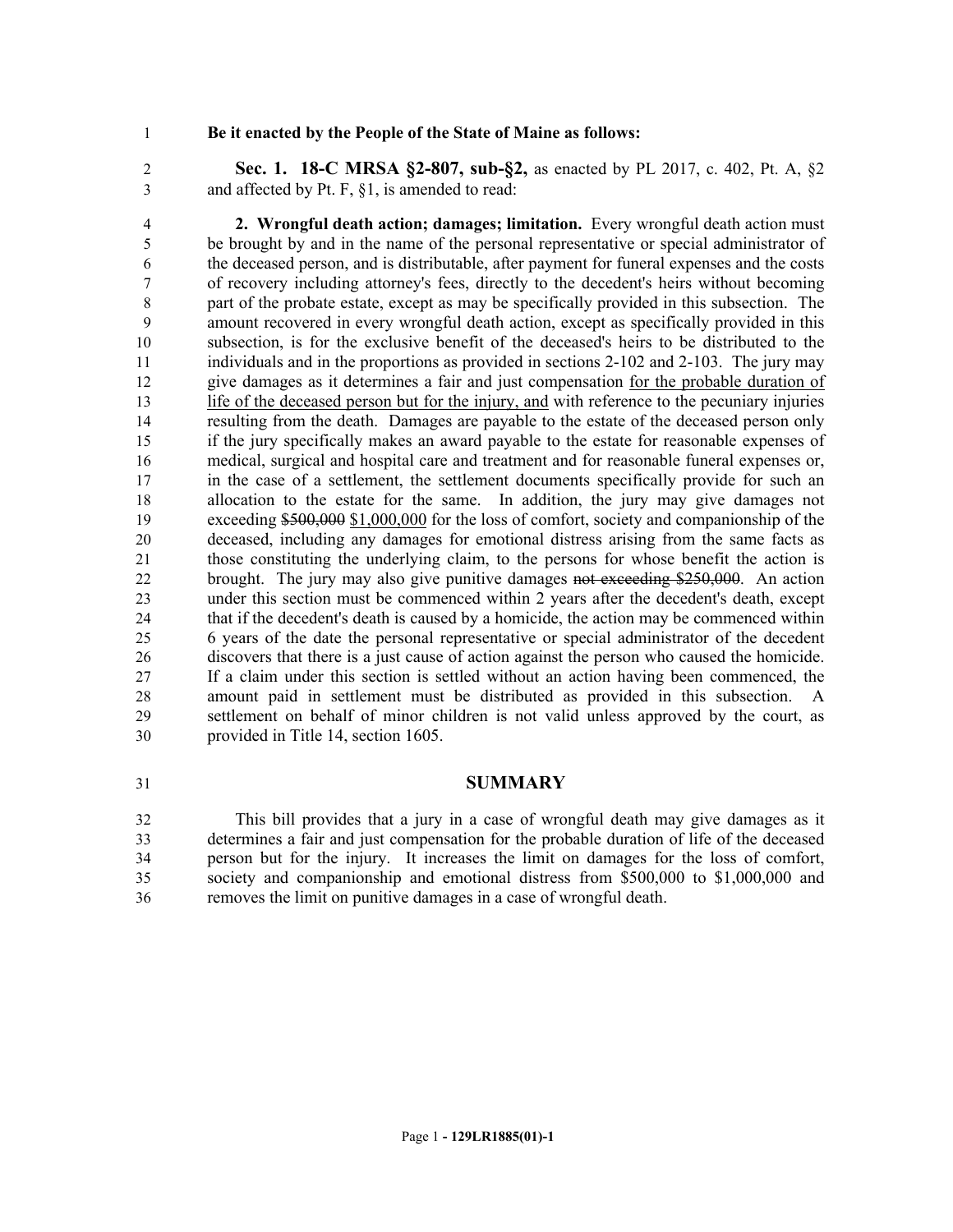**Be it enacted by the People of the State of Maine as follows:**

**Sec. 1. 18-C MRSA §2-807, sub-§2,** as enacted by PL 2017, c. 402, Pt. A, §2 and affected by Pt. F, §1, is amended to read:

**2. Wrongful death action; damages; limitation.** Every wrongful death action must be brought by and in the name of the personal representative or special administrator of the deceased person, and is distributable, after payment for funeral expenses and the costs of recovery including attorney's fees, directly to the decedent's heirs without becoming part of the probate estate, except as may be specifically provided in this subsection. The amount recovered in every wrongful death action, except as specifically provided in this subsection, is for the exclusive benefit of the deceased's heirs to be distributed to the individuals and in the proportions as provided in sections 2-102 and 2-103. The jury may give damages as it determines a fair and just compensation <u>for the probable duration of life of the deceased person but for the injury, and</u> with reference to the pecuniary injuries resulting from the death. Damages are payable to the estate of the deceased person only if the jury specifically makes an award payable to the estate for reasonable expenses of medical, surgical and hospital care and treatment and for reasonable funeral expenses or, in the case of a settlement, the settlement documents specifically provide for such an allocation to the estate for the same. In addition, the jury may give damages not exceeding ~~$500,000~~ <u>$1,000,000</u> for the loss of comfort, society and companionship of the deceased, including any damages for emotional distress arising from the same facts as those constituting the underlying claim, to the persons for whose benefit the action is brought. The jury may also give punitive damages ~~not exceeding $250,000~~. An action under this section must be commenced within 2 years after the decedent's death, except that if the decedent's death is caused by a homicide, the action may be commenced within 6 years of the date the personal representative or special administrator of the decedent discovers that there is a just cause of action against the person who caused the homicide. If a claim under this section is settled without an action having been commenced, the amount paid in settlement must be distributed as provided in this subsection. A settlement on behalf of minor children is not valid unless approved by the court, as provided in Title 14, section 1605.

## SUMMARY

This bill provides that a jury in a case of wrongful death may give damages as it determines a fair and just compensation for the probable duration of life of the deceased person but for the injury. It increases the limit on damages for the loss of comfort, society and companionship and emotional distress from $500,000 to $1,000,000 and removes the limit on punitive damages in a case of wrongful death.